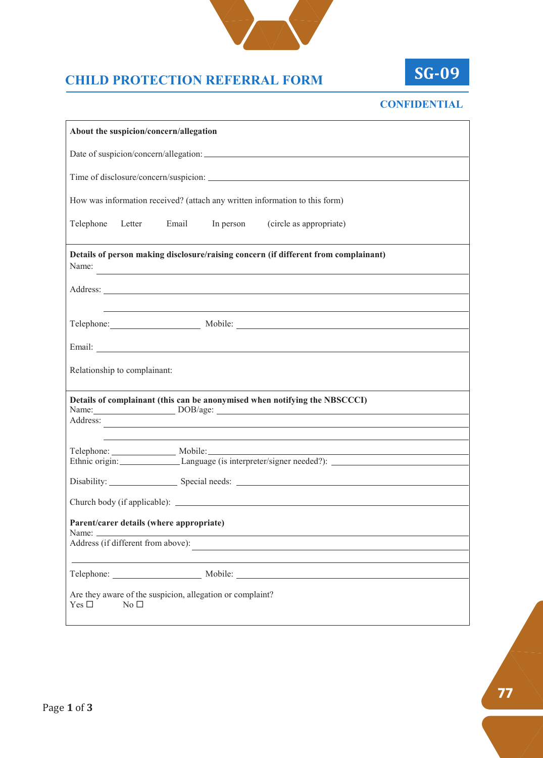# CHILD PROTECTION REFERRAL FORM

**SG-09**

**CONFIDENTIAL**

**About the suspicion/concern/allegation**

Date of suspicion/concern/allegation: \_\_\_\_\_\_\_\_\_\_\_\_\_\_\_\_\_\_\_\_\_\_\_\_\_\_\_\_\_\_\_\_\_\_\_\_\_\_\_\_

Time of disclosure/concern/suspicion: \_\_\_\_\_\_\_\_\_\_\_\_\_\_\_\_\_\_\_\_\_\_\_\_\_\_\_\_\_\_\_\_\_\_\_\_\_\_\_\_

How was information received? (attach any written information to this form)

Telephone  Letter  Email  In person  (circle as appropriate)

**Details of person making disclosure/raising concern (if different from complainant)**

Name: \_\_\_\_\_\_\_\_\_\_\_\_\_\_\_\_\_\_\_\_\_\_\_\_\_\_\_\_\_\_\_\_\_\_\_\_\_\_\_\_

Address: \_\_\_\_\_\_\_\_\_\_\_\_\_\_\_\_\_\_\_\_\_\_\_\_\_\_\_\_\_\_\_\_\_\_\_\_\_\_\_\_

\_\_\_\_\_\_\_\_\_\_\_\_\_\_\_\_\_\_\_\_\_\_\_\_\_\_\_\_\_\_\_\_\_\_\_\_\_\_\_\_

Telephone: \_\_\_\_\_\_\_\_\_\_\_\_\_\_\_\_ Mobile: \_\_\_\_\_\_\_\_\_\_\_\_\_\_\_\_\_\_\_\_\_\_\_\_

Email: \_\_\_\_\_\_\_\_\_\_\_\_\_\_\_\_\_\_\_\_\_\_\_\_\_\_\_\_\_\_\_\_\_\_\_\_\_\_\_\_

Relationship to complainant:

**Details of complainant (this can be anonymised when notifying the NBSCCCI)**

Name: \_\_\_\_\_\_\_\_\_\_\_\_\_\_\_\_ DOB/age: \_\_\_\_\_\_\_\_\_\_\_\_\_\_\_\_\_\_\_\_\_\_\_\_

Address: \_\_\_\_\_\_\_\_\_\_\_\_\_\_\_\_\_\_\_\_\_\_\_\_\_\_\_\_\_\_\_\_\_\_\_\_\_\_\_\_

\_\_\_\_\_\_\_\_\_\_\_\_\_\_\_\_\_\_\_\_\_\_\_\_\_\_\_\_\_\_\_\_\_\_\_\_\_\_\_\_

Telephone: \_\_\_\_\_\_\_\_\_\_\_\_\_\_\_\_ Mobile: \_\_\_\_\_\_\_\_\_\_\_\_\_\_\_\_\_\_\_\_\_\_\_\_

Ethnic origin: \_\_\_\_\_\_\_\_\_\_\_\_\_\_\_\_ Language (is interpreter/signer needed?): \_\_\_\_\_\_\_\_\_\_\_\_\_\_\_\_

Disability: \_\_\_\_\_\_\_\_\_\_\_\_\_\_\_\_ Special needs: \_\_\_\_\_\_\_\_\_\_\_\_\_\_\_\_\_\_\_\_\_\_\_\_

Church body (if applicable): \_\_\_\_\_\_\_\_\_\_\_\_\_\_\_\_\_\_\_\_\_\_\_\_\_\_\_\_\_\_\_\_\_\_\_\_\_\_\_\_

**Parent/carer details (where appropriate)**

Name: \_\_\_\_\_\_\_\_\_\_\_\_\_\_\_\_\_\_\_\_\_\_\_\_\_\_\_\_\_\_\_\_\_\_\_\_\_\_\_\_

Address (if different from above): \_\_\_\_\_\_\_\_\_\_\_\_\_\_\_\_\_\_\_\_\_\_\_\_\_\_\_\_\_\_\_\_\_\_\_\_\_\_\_\_

\_\_\_\_\_\_\_\_\_\_\_\_\_\_\_\_\_\_\_\_\_\_\_\_\_\_\_\_\_\_\_\_\_\_\_\_\_\_\_\_

Telephone: \_\_\_\_\_\_\_\_\_\_\_\_\_\_\_\_ Mobile: \_\_\_\_\_\_\_\_\_\_\_\_\_\_\_\_\_\_\_\_\_\_\_\_

Are they aware of the suspicion, allegation or complaint?

Yes ☐  No ☐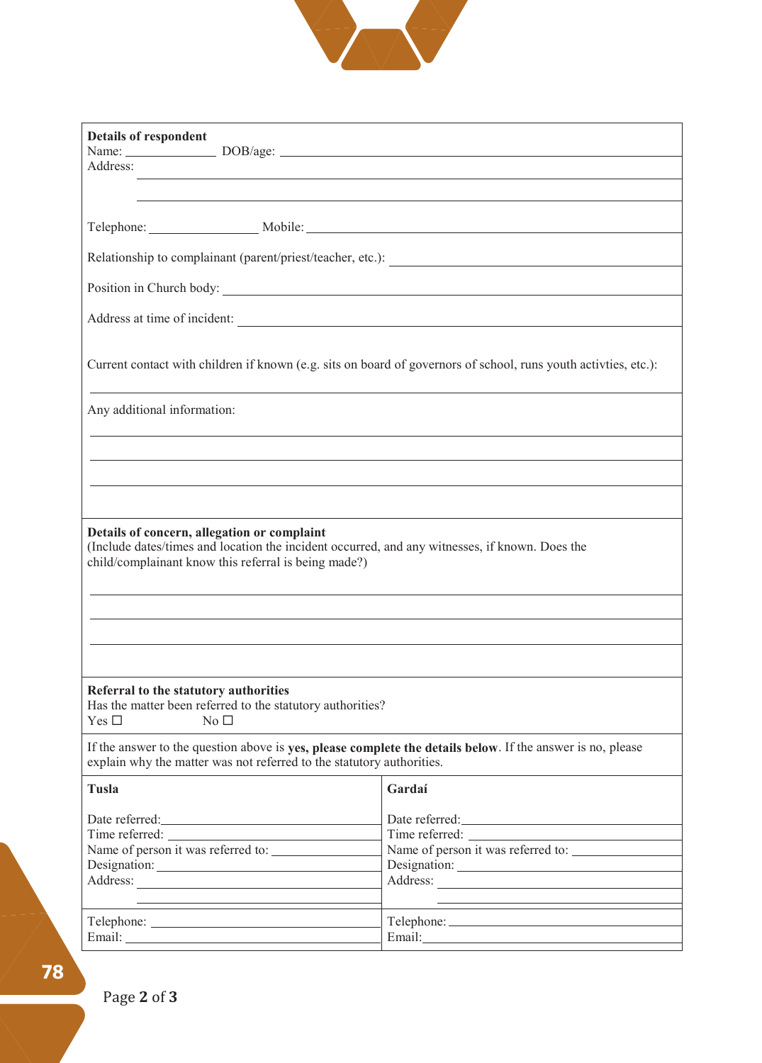**Details of respondent**

Name: ______________ DOB/age: ______________

Address: ______________

______________

______________

Telephone: ______________ Mobile: ______________

Relationship to complainant (parent/priest/teacher, etc.): ______________

Position in Church body: ______________

Address at time of incident: ______________

Current contact with children if known (e.g. sits on board of governors of school, runs youth activties, etc.):

______________

Any additional information:

______________

______________

______________

______________

**Details of concern, allegation or complaint**

(Include dates/times and location the incident occurred, and any witnesses, if known. Does the child/complainant know this referral is being made?)

______________

______________

______________

______________

**Referral to the statutory authorities**

Has the matter been referred to the statutory authorities?

Yes ☐ No ☐

If the answer to the question above is **yes, please complete the details below**. If the answer is no, please explain why the matter was not referred to the statutory authorities.

| **Tusla** | **Gardaí** |
|---|---|
| Date referred: ______________ | Date referred: ______________ |
| Time referred: ______________ | Time referred: ______________ |
| Name of person it was referred to: ______________ | Name of person it was referred to: ______________ |
| Designation: ______________ | Designation: ______________ |
| Address: ______________ | Address: ______________ |
| Telephone: ______________ | Telephone: ______________ |
| Email: ______________ | Email: ______________ |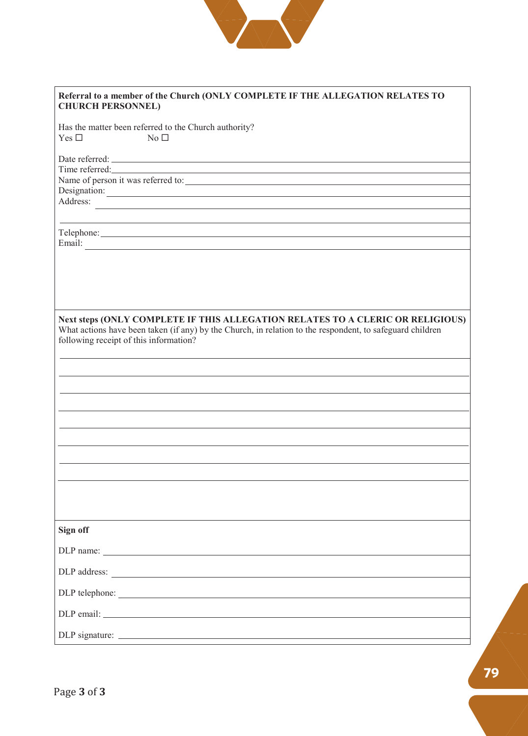**Referral to a member of the Church (ONLY COMPLETE IF THE ALLEGATION RELATES TO CHURCH PERSONNEL)**

Has the matter been referred to the Church authority?

Yes ☐ No ☐

Date referred: \_\_\_\_\_\_\_\_\_\_\_\_\_\_\_\_\_\_\_\_

Time referred: \_\_\_\_\_\_\_\_\_\_\_\_\_\_\_\_\_\_\_\_

Name of person it was referred to: \_\_\_\_\_\_\_\_\_\_\_\_\_\_\_\_\_\_\_\_

Designation: \_\_\_\_\_\_\_\_\_\_\_\_\_\_\_\_\_\_\_\_

Address: \_\_\_\_\_\_\_\_\_\_\_\_\_\_\_\_\_\_\_\_

\_\_\_\_\_\_\_\_\_\_\_\_\_\_\_\_\_\_\_\_

Telephone: \_\_\_\_\_\_\_\_\_\_\_\_\_\_\_\_\_\_\_\_

Email: \_\_\_\_\_\_\_\_\_\_\_\_\_\_\_\_\_\_\_\_

**Next steps (ONLY COMPLETE IF THIS ALLEGATION RELATES TO A CLERIC OR RELIGIOUS)**

What actions have been taken (if any) by the Church, in relation to the respondent, to safeguard children following receipt of this information?

\_\_\_\_\_\_\_\_\_\_\_\_\_\_\_\_\_\_\_\_

\_\_\_\_\_\_\_\_\_\_\_\_\_\_\_\_\_\_\_\_

\_\_\_\_\_\_\_\_\_\_\_\_\_\_\_\_\_\_\_\_

\_\_\_\_\_\_\_\_\_\_\_\_\_\_\_\_\_\_\_\_

\_\_\_\_\_\_\_\_\_\_\_\_\_\_\_\_\_\_\_\_

\_\_\_\_\_\_\_\_\_\_\_\_\_\_\_\_\_\_\_\_

\_\_\_\_\_\_\_\_\_\_\_\_\_\_\_\_\_\_\_\_

\_\_\_\_\_\_\_\_\_\_\_\_\_\_\_\_\_\_\_\_

**Sign off**

DLP name: \_\_\_\_\_\_\_\_\_\_\_\_\_\_\_\_\_\_\_\_

DLP address: \_\_\_\_\_\_\_\_\_\_\_\_\_\_\_\_\_\_\_\_

DLP telephone: \_\_\_\_\_\_\_\_\_\_\_\_\_\_\_\_\_\_\_\_

DLP email: \_\_\_\_\_\_\_\_\_\_\_\_\_\_\_\_\_\_\_\_

DLP signature: \_\_\_\_\_\_\_\_\_\_\_\_\_\_\_\_\_\_\_\_